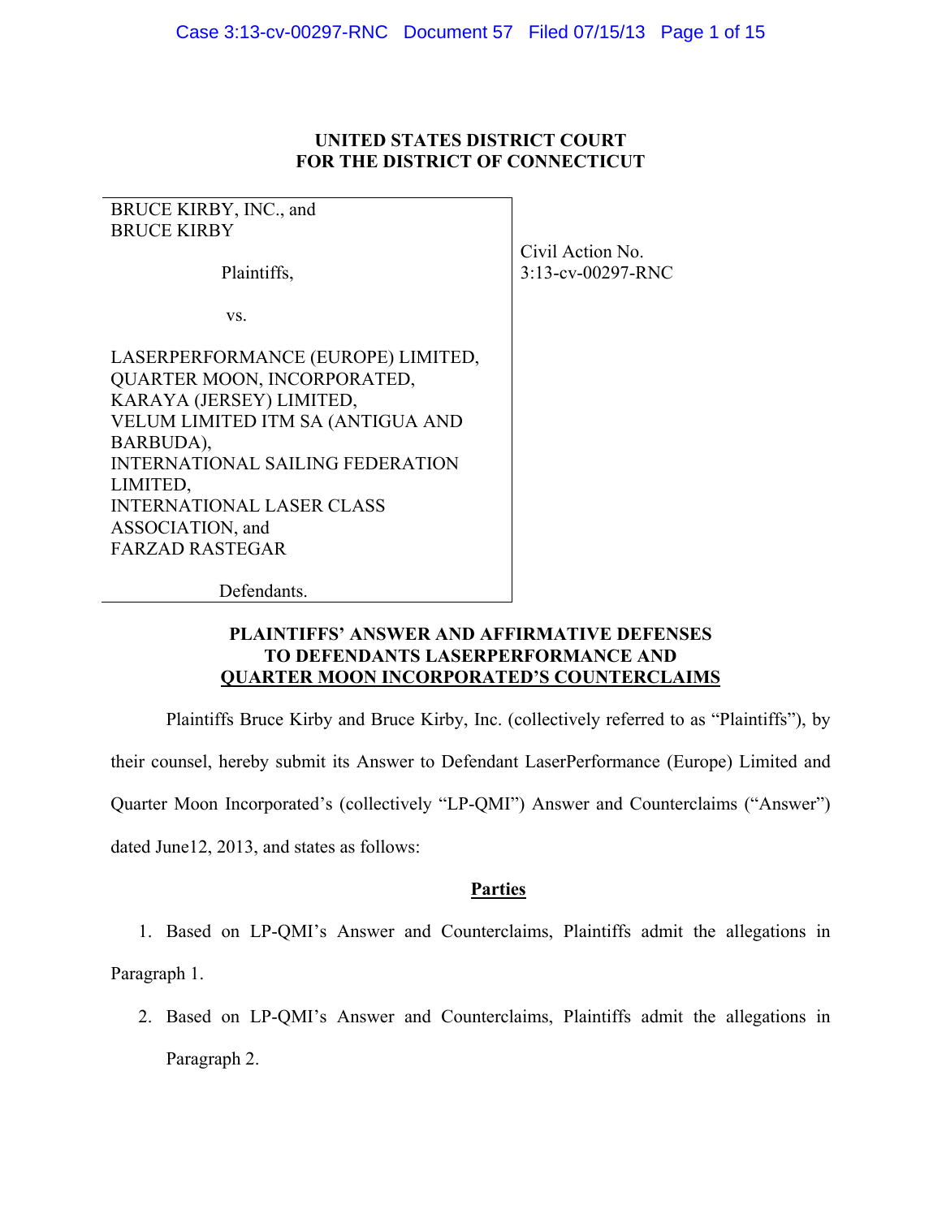**UNITED STATES DISTRICT COURT**
**FOR THE DISTRICT OF CONNECTICUT**

| | |
|---|---|
| BRUCE KIRBY, INC., and BRUCE KIRBY<br><br>Plaintiffs,<br><br>vs.<br><br>LASERPERFORMANCE (EUROPE) LIMITED, QUARTER MOON, INCORPORATED, KARAYA (JERSEY) LIMITED, VELUM LIMITED ITM SA (ANTIGUA AND BARBUDA), INTERNATIONAL SAILING FEDERATION LIMITED, INTERNATIONAL LASER CLASS ASSOCIATION, and FARZAD RASTEGAR<br><br>Defendants. | Civil Action No. 3:13-cv-00297-RNC |

**PLAINTIFFS' ANSWER AND AFFIRMATIVE DEFENSES**
**TO DEFENDANTS LASERPERFORMANCE AND**
**QUARTER MOON INCORPORATED'S COUNTERCLAIMS**

Plaintiffs Bruce Kirby and Bruce Kirby, Inc. (collectively referred to as "Plaintiffs"), by their counsel, hereby submit its Answer to Defendant LaserPerformance (Europe) Limited and Quarter Moon Incorporated's (collectively "LP-QMI") Answer and Counterclaims ("Answer") dated June12, 2013, and states as follows:

**Parties**

1. Based on LP-QMI's Answer and Counterclaims, Plaintiffs admit the allegations in Paragraph 1.

2. Based on LP-QMI's Answer and Counterclaims, Plaintiffs admit the allegations in Paragraph 2.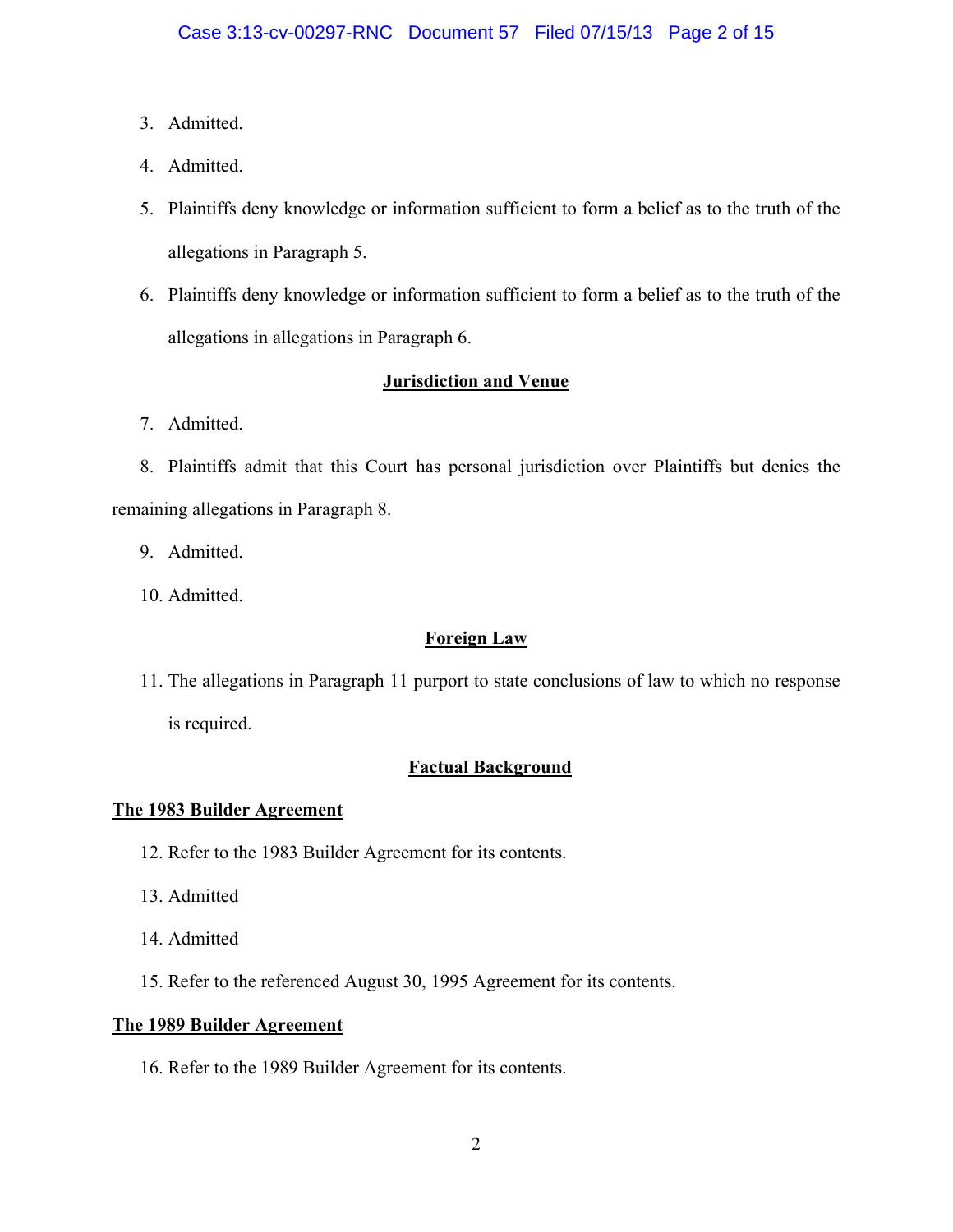3. Admitted.

4. Admitted.

5. Plaintiffs deny knowledge or information sufficient to form a belief as to the truth of the allegations in Paragraph 5.

6. Plaintiffs deny knowledge or information sufficient to form a belief as to the truth of the allegations in allegations in Paragraph 6.

## Jurisdiction and Venue

7. Admitted.

8. Plaintiffs admit that this Court has personal jurisdiction over Plaintiffs but denies the remaining allegations in Paragraph 8.

9. Admitted.

10. Admitted.

## Foreign Law

11. The allegations in Paragraph 11 purport to state conclusions of law to which no response is required.

## Factual Background

### The 1983 Builder Agreement

12. Refer to the 1983 Builder Agreement for its contents.

13. Admitted

14. Admitted

15. Refer to the referenced August 30, 1995 Agreement for its contents.

### The 1989 Builder Agreement

16. Refer to the 1989 Builder Agreement for its contents.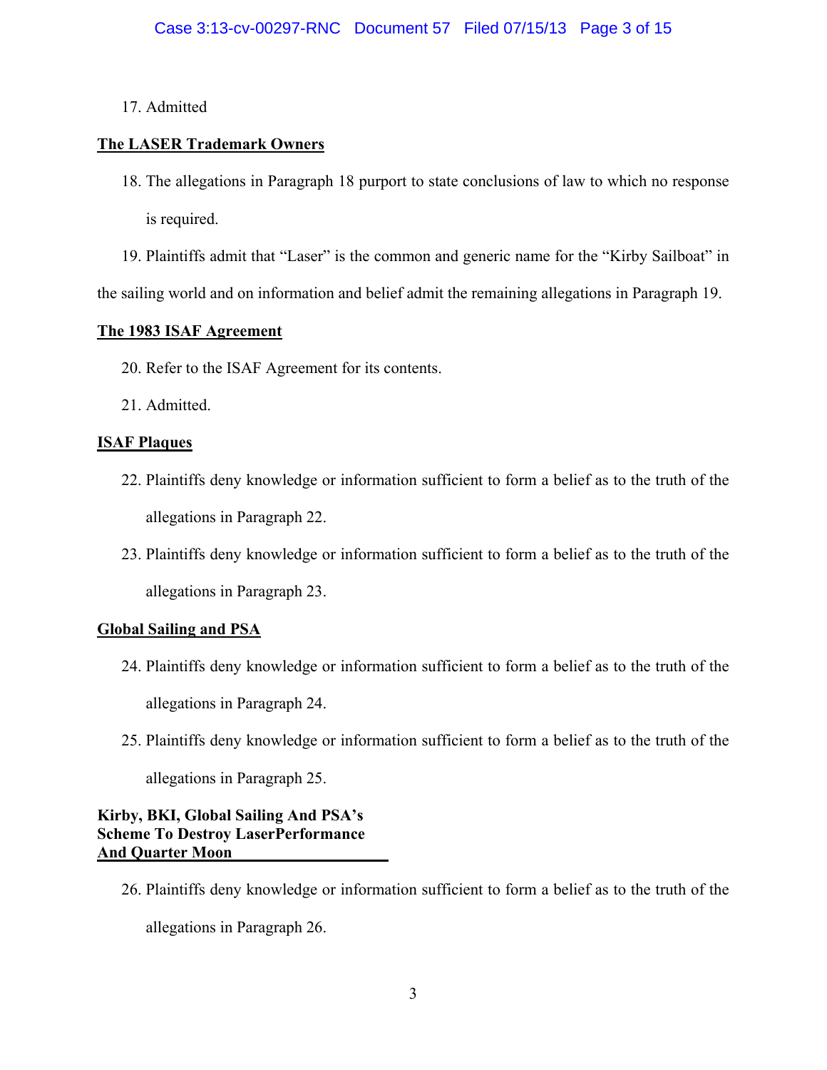17. Admitted

**The LASER Trademark Owners**

18. The allegations in Paragraph 18 purport to state conclusions of law to which no response is required.

19. Plaintiffs admit that "Laser" is the common and generic name for the "Kirby Sailboat" in the sailing world and on information and belief admit the remaining allegations in Paragraph 19.

**The 1983 ISAF Agreement**

20. Refer to the ISAF Agreement for its contents.

21. Admitted.

**ISAF Plaques**

22. Plaintiffs deny knowledge or information sufficient to form a belief as to the truth of the allegations in Paragraph 22.

23. Plaintiffs deny knowledge or information sufficient to form a belief as to the truth of the allegations in Paragraph 23.

**Global Sailing and PSA**

24. Plaintiffs deny knowledge or information sufficient to form a belief as to the truth of the allegations in Paragraph 24.

25. Plaintiffs deny knowledge or information sufficient to form a belief as to the truth of the allegations in Paragraph 25.

**Kirby, BKI, Global Sailing And PSA's Scheme To Destroy LaserPerformance And Quarter Moon**

26. Plaintiffs deny knowledge or information sufficient to form a belief as to the truth of the allegations in Paragraph 26.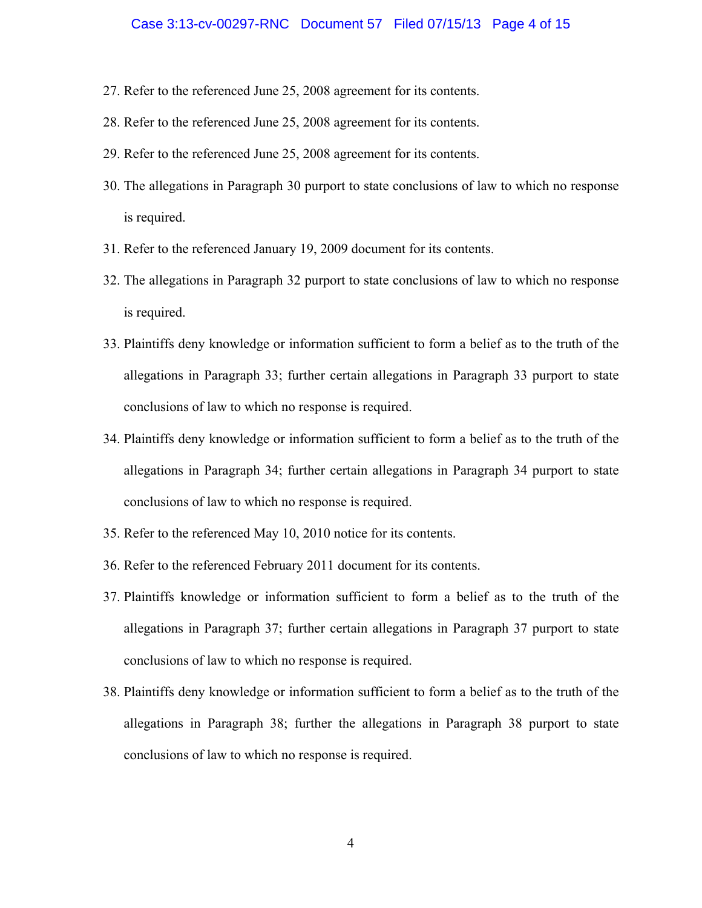27. Refer to the referenced June 25, 2008 agreement for its contents.

28. Refer to the referenced June 25, 2008 agreement for its contents.

29. Refer to the referenced June 25, 2008 agreement for its contents.

30. The allegations in Paragraph 30 purport to state conclusions of law to which no response is required.

31. Refer to the referenced January 19, 2009 document for its contents.

32. The allegations in Paragraph 32 purport to state conclusions of law to which no response is required.

33. Plaintiffs deny knowledge or information sufficient to form a belief as to the truth of the allegations in Paragraph 33; further certain allegations in Paragraph 33 purport to state conclusions of law to which no response is required.

34. Plaintiffs deny knowledge or information sufficient to form a belief as to the truth of the allegations in Paragraph 34; further certain allegations in Paragraph 34 purport to state conclusions of law to which no response is required.

35. Refer to the referenced May 10, 2010 notice for its contents.

36. Refer to the referenced February 2011 document for its contents.

37. Plaintiffs knowledge or information sufficient to form a belief as to the truth of the allegations in Paragraph 37; further certain allegations in Paragraph 37 purport to state conclusions of law to which no response is required.

38. Plaintiffs deny knowledge or information sufficient to form a belief as to the truth of the allegations in Paragraph 38; further the allegations in Paragraph 38 purport to state conclusions of law to which no response is required.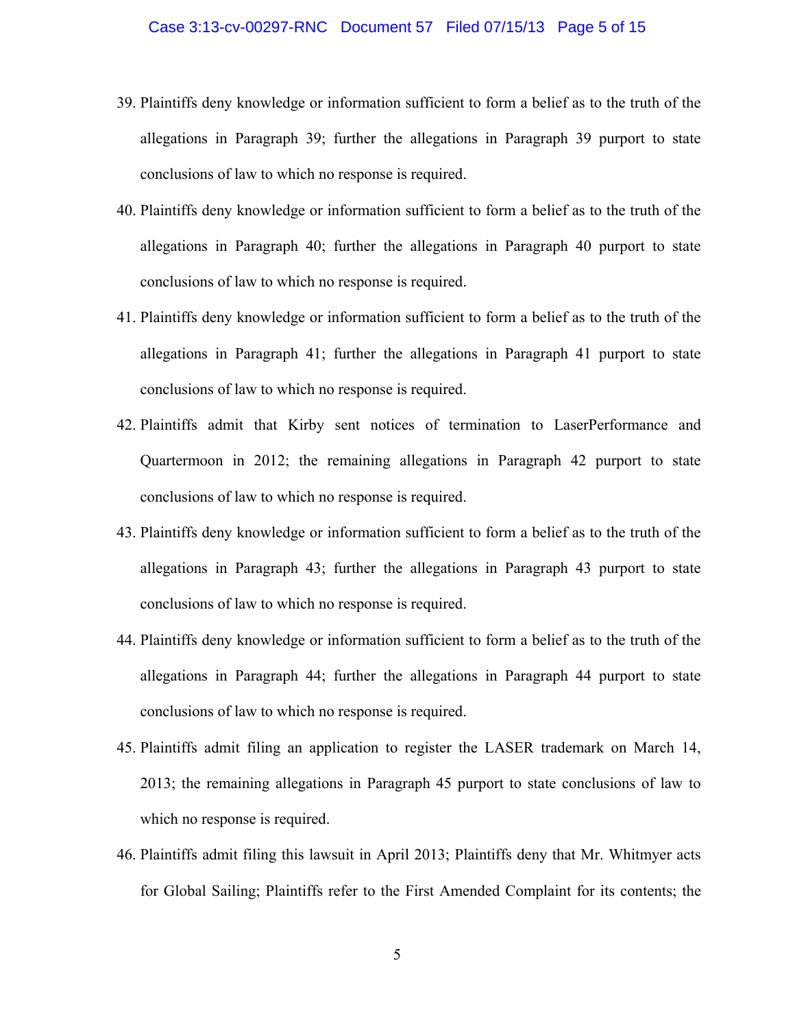39. Plaintiffs deny knowledge or information sufficient to form a belief as to the truth of the allegations in Paragraph 39; further the allegations in Paragraph 39 purport to state conclusions of law to which no response is required.

40. Plaintiffs deny knowledge or information sufficient to form a belief as to the truth of the allegations in Paragraph 40; further the allegations in Paragraph 40 purport to state conclusions of law to which no response is required.

41. Plaintiffs deny knowledge or information sufficient to form a belief as to the truth of the allegations in Paragraph 41; further the allegations in Paragraph 41 purport to state conclusions of law to which no response is required.

42. Plaintiffs admit that Kirby sent notices of termination to LaserPerformance and Quartermoon in 2012; the remaining allegations in Paragraph 42 purport to state conclusions of law to which no response is required.

43. Plaintiffs deny knowledge or information sufficient to form a belief as to the truth of the allegations in Paragraph 43; further the allegations in Paragraph 43 purport to state conclusions of law to which no response is required.

44. Plaintiffs deny knowledge or information sufficient to form a belief as to the truth of the allegations in Paragraph 44; further the allegations in Paragraph 44 purport to state conclusions of law to which no response is required.

45. Plaintiffs admit filing an application to register the LASER trademark on March 14, 2013; the remaining allegations in Paragraph 45 purport to state conclusions of law to which no response is required.

46. Plaintiffs admit filing this lawsuit in April 2013; Plaintiffs deny that Mr. Whitmyer acts for Global Sailing; Plaintiffs refer to the First Amended Complaint for its contents; the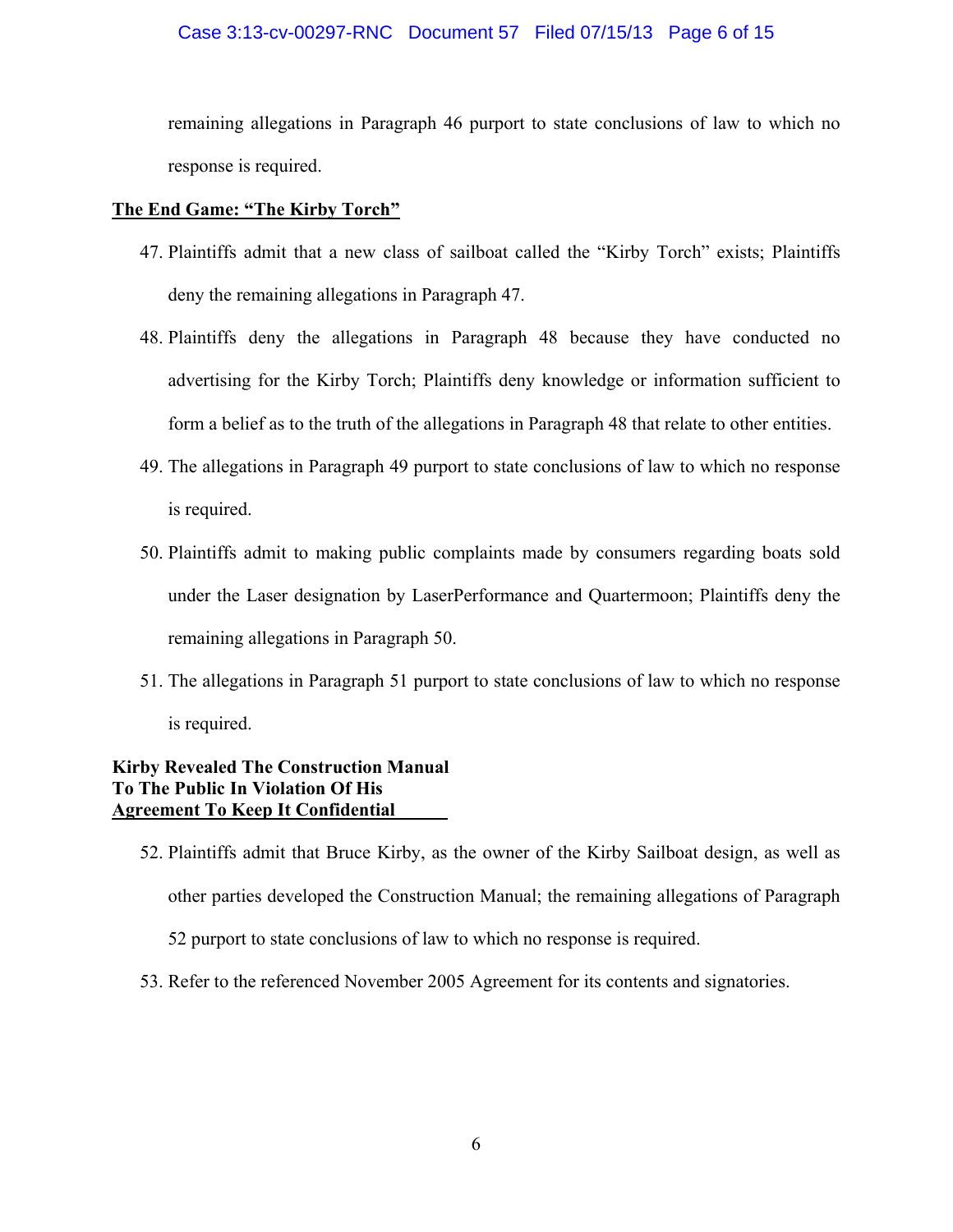remaining allegations in Paragraph 46 purport to state conclusions of law to which no response is required.

**The End Game: "The Kirby Torch"**

47. Plaintiffs admit that a new class of sailboat called the "Kirby Torch" exists; Plaintiffs deny the remaining allegations in Paragraph 47.

48. Plaintiffs deny the allegations in Paragraph 48 because they have conducted no advertising for the Kirby Torch; Plaintiffs deny knowledge or information sufficient to form a belief as to the truth of the allegations in Paragraph 48 that relate to other entities.

49. The allegations in Paragraph 49 purport to state conclusions of law to which no response is required.

50. Plaintiffs admit to making public complaints made by consumers regarding boats sold under the Laser designation by LaserPerformance and Quartermoon; Plaintiffs deny the remaining allegations in Paragraph 50.

51. The allegations in Paragraph 51 purport to state conclusions of law to which no response is required.

**Kirby Revealed The Construction Manual To The Public In Violation Of His Agreement To Keep It Confidential**

52. Plaintiffs admit that Bruce Kirby, as the owner of the Kirby Sailboat design, as well as other parties developed the Construction Manual; the remaining allegations of Paragraph 52 purport to state conclusions of law to which no response is required.

53. Refer to the referenced November 2005 Agreement for its contents and signatories.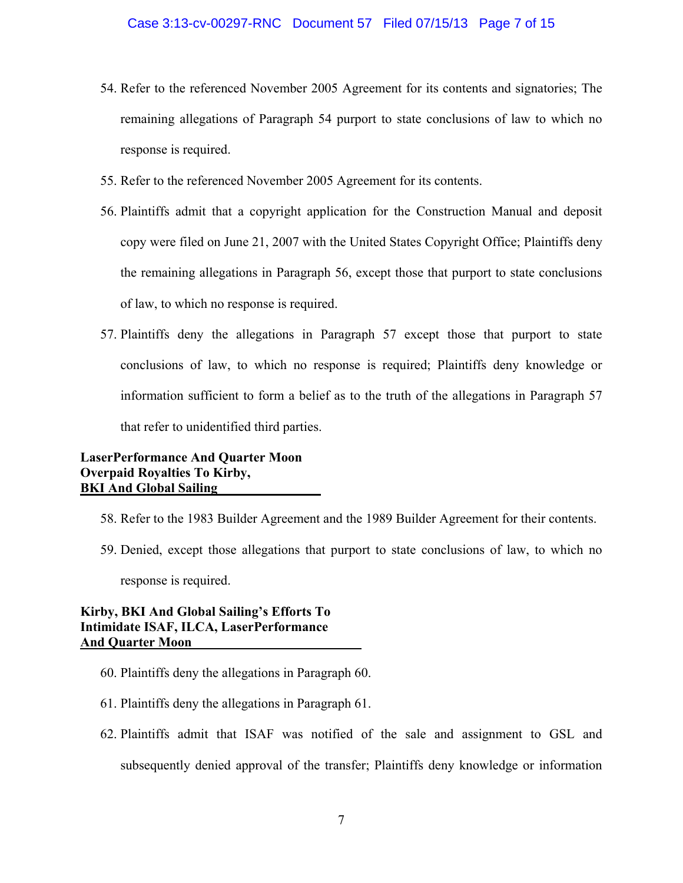54. Refer to the referenced November 2005 Agreement for its contents and signatories; The remaining allegations of Paragraph 54 purport to state conclusions of law to which no response is required.

55. Refer to the referenced November 2005 Agreement for its contents.

56. Plaintiffs admit that a copyright application for the Construction Manual and deposit copy were filed on June 21, 2007 with the United States Copyright Office; Plaintiffs deny the remaining allegations in Paragraph 56, except those that purport to state conclusions of law, to which no response is required.

57. Plaintiffs deny the allegations in Paragraph 57 except those that purport to state conclusions of law, to which no response is required; Plaintiffs deny knowledge or information sufficient to form a belief as to the truth of the allegations in Paragraph 57 that refer to unidentified third parties.

**LaserPerformance And Quarter Moon Overpaid Royalties To Kirby, BKI And Global Sailing**

58. Refer to the 1983 Builder Agreement and the 1989 Builder Agreement for their contents.

59. Denied, except those allegations that purport to state conclusions of law, to which no response is required.

**Kirby, BKI And Global Sailing's Efforts To Intimidate ISAF, ILCA, LaserPerformance And Quarter Moon**

60. Plaintiffs deny the allegations in Paragraph 60.

61. Plaintiffs deny the allegations in Paragraph 61.

62. Plaintiffs admit that ISAF was notified of the sale and assignment to GSL and subsequently denied approval of the transfer; Plaintiffs deny knowledge or information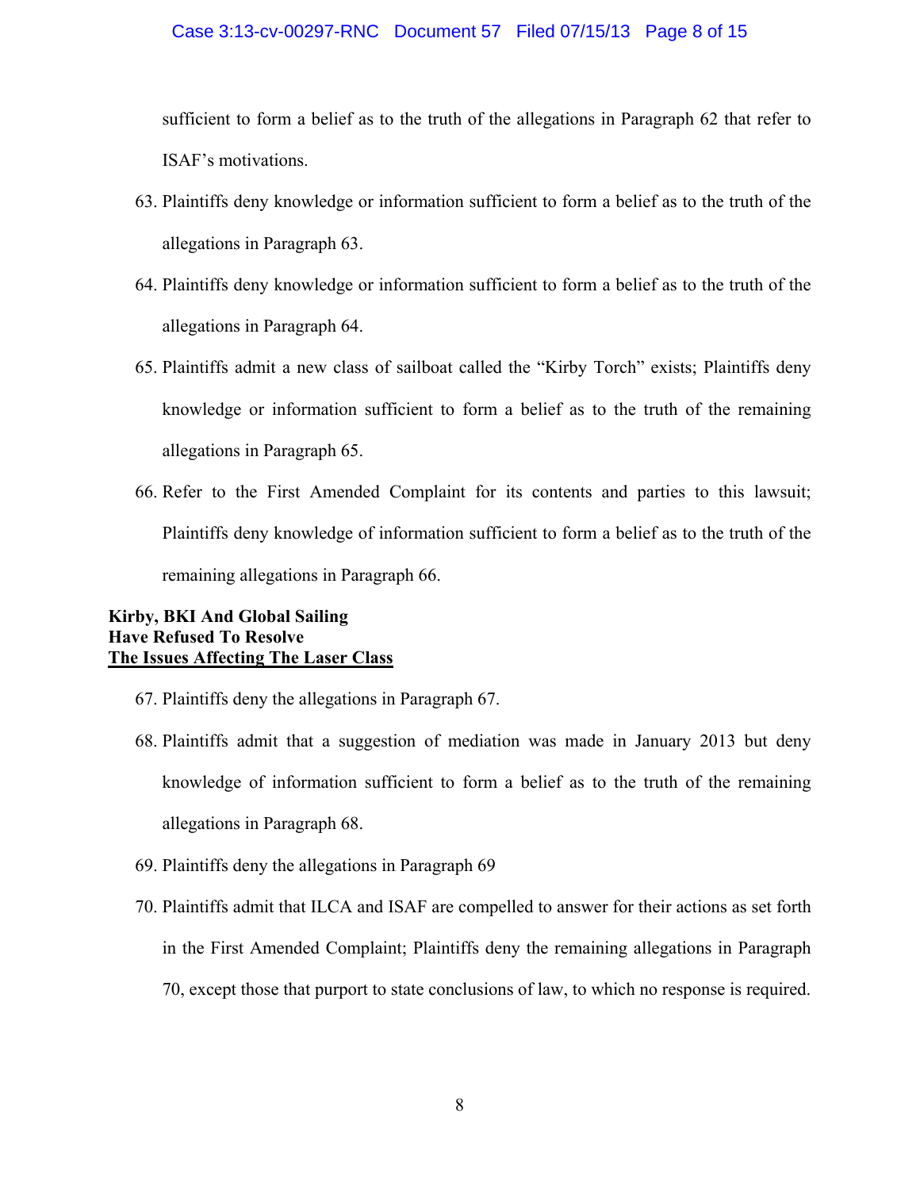sufficient to form a belief as to the truth of the allegations in Paragraph 62 that refer to ISAF's motivations.

63. Plaintiffs deny knowledge or information sufficient to form a belief as to the truth of the allegations in Paragraph 63.

64. Plaintiffs deny knowledge or information sufficient to form a belief as to the truth of the allegations in Paragraph 64.

65. Plaintiffs admit a new class of sailboat called the "Kirby Torch" exists; Plaintiffs deny knowledge or information sufficient to form a belief as to the truth of the remaining allegations in Paragraph 65.

66. Refer to the First Amended Complaint for its contents and parties to this lawsuit; Plaintiffs deny knowledge of information sufficient to form a belief as to the truth of the remaining allegations in Paragraph 66.

**Kirby, BKI And Global Sailing**
**Have Refused To Resolve**
**<u>The Issues Affecting The Laser Class</u>**

67. Plaintiffs deny the allegations in Paragraph 67.

68. Plaintiffs admit that a suggestion of mediation was made in January 2013 but deny knowledge of information sufficient to form a belief as to the truth of the remaining allegations in Paragraph 68.

69. Plaintiffs deny the allegations in Paragraph 69

70. Plaintiffs admit that ILCA and ISAF are compelled to answer for their actions as set forth in the First Amended Complaint; Plaintiffs deny the remaining allegations in Paragraph 70, except those that purport to state conclusions of law, to which no response is required.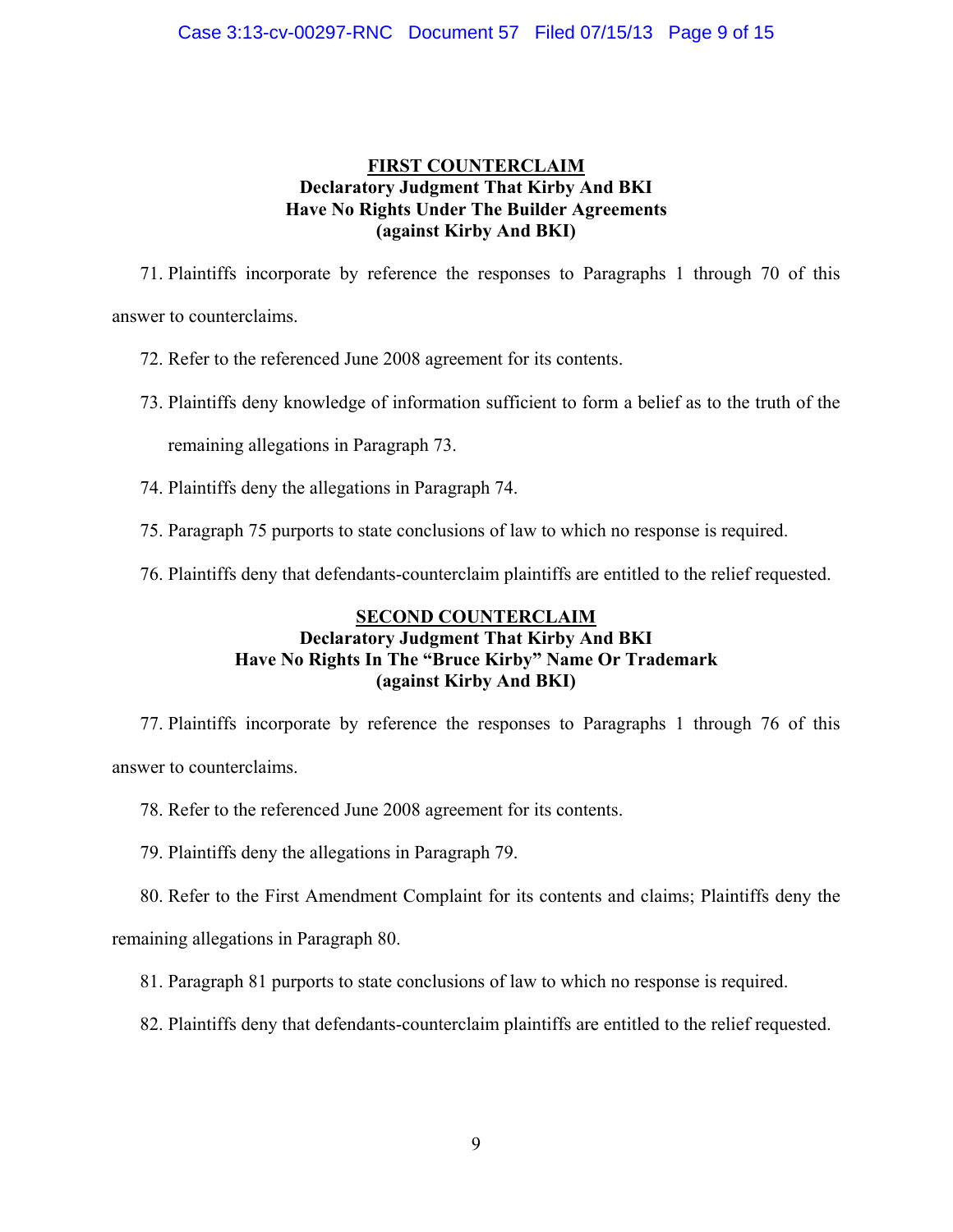**FIRST COUNTERCLAIM**
**Declaratory Judgment That Kirby And BKI Have No Rights Under The Builder Agreements (against Kirby And BKI)**

71. Plaintiffs incorporate by reference the responses to Paragraphs 1 through 70 of this answer to counterclaims.

72. Refer to the referenced June 2008 agreement for its contents.

73. Plaintiffs deny knowledge of information sufficient to form a belief as to the truth of the remaining allegations in Paragraph 73.

74. Plaintiffs deny the allegations in Paragraph 74.

75. Paragraph 75 purports to state conclusions of law to which no response is required.

76. Plaintiffs deny that defendants-counterclaim plaintiffs are entitled to the relief requested.

**SECOND COUNTERCLAIM**
**Declaratory Judgment That Kirby And BKI Have No Rights In The "Bruce Kirby" Name Or Trademark (against Kirby And BKI)**

77. Plaintiffs incorporate by reference the responses to Paragraphs 1 through 76 of this answer to counterclaims.

78. Refer to the referenced June 2008 agreement for its contents.

79. Plaintiffs deny the allegations in Paragraph 79.

80. Refer to the First Amendment Complaint for its contents and claims; Plaintiffs deny the remaining allegations in Paragraph 80.

81. Paragraph 81 purports to state conclusions of law to which no response is required.

82. Plaintiffs deny that defendants-counterclaim plaintiffs are entitled to the relief requested.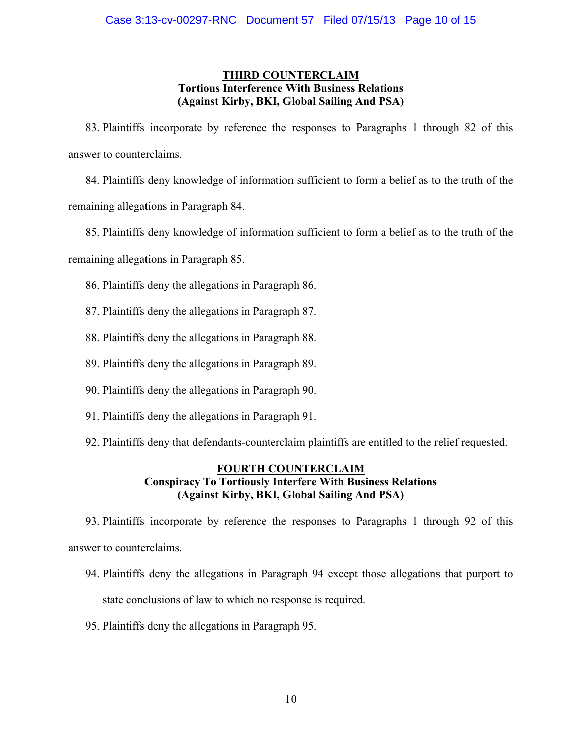**<u>THIRD COUNTERCLAIM</u>**
**Tortious Interference With Business Relations**
**(Against Kirby, BKI, Global Sailing And PSA)**

83. Plaintiffs incorporate by reference the responses to Paragraphs 1 through 82 of this answer to counterclaims.

84. Plaintiffs deny knowledge of information sufficient to form a belief as to the truth of the remaining allegations in Paragraph 84.

85. Plaintiffs deny knowledge of information sufficient to form a belief as to the truth of the remaining allegations in Paragraph 85.

86. Plaintiffs deny the allegations in Paragraph 86.

87. Plaintiffs deny the allegations in Paragraph 87.

88. Plaintiffs deny the allegations in Paragraph 88.

89. Plaintiffs deny the allegations in Paragraph 89.

90. Plaintiffs deny the allegations in Paragraph 90.

91. Plaintiffs deny the allegations in Paragraph 91.

92. Plaintiffs deny that defendants-counterclaim plaintiffs are entitled to the relief requested.

**<u>FOURTH COUNTERCLAIM</u>**
**Conspiracy To Tortiously Interfere With Business Relations**
**(Against Kirby, BKI, Global Sailing And PSA)**

93. Plaintiffs incorporate by reference the responses to Paragraphs 1 through 92 of this answer to counterclaims.

94. Plaintiffs deny the allegations in Paragraph 94 except those allegations that purport to state conclusions of law to which no response is required.

95. Plaintiffs deny the allegations in Paragraph 95.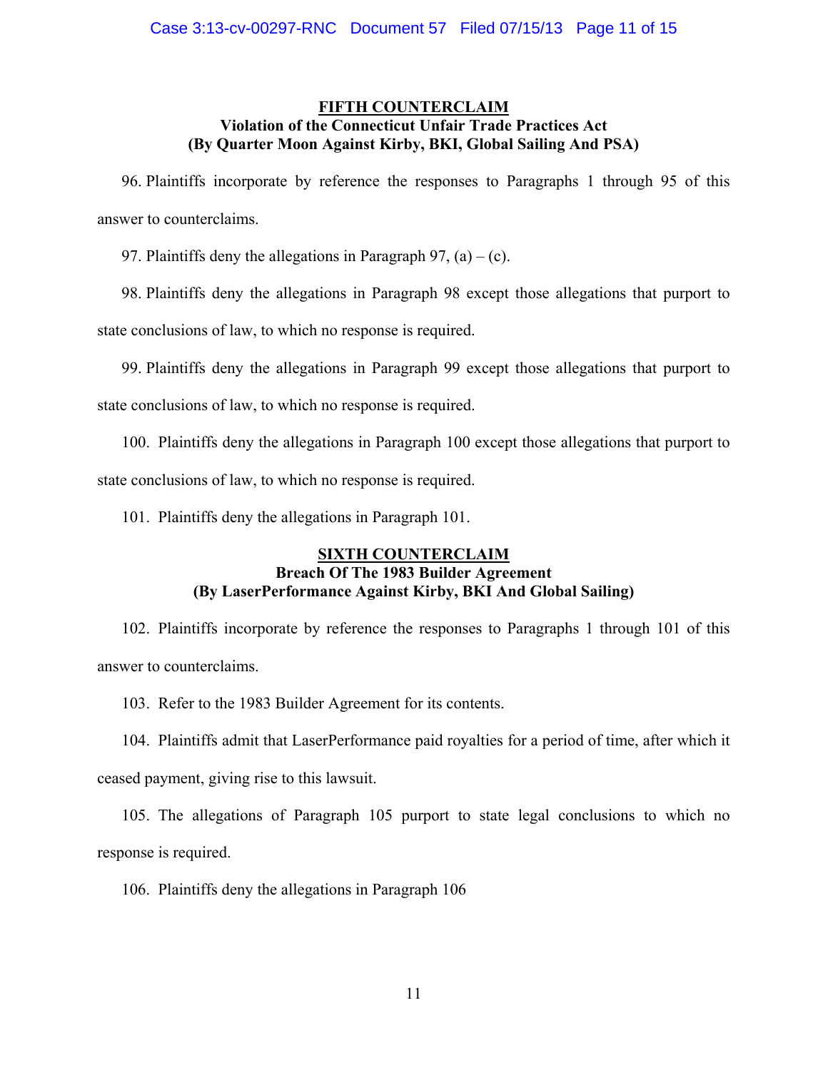## FIFTH COUNTERCLAIM

**Violation of the Connecticut Unfair Trade Practices Act**
**(By Quarter Moon Against Kirby, BKI, Global Sailing And PSA)**

96. Plaintiffs incorporate by reference the responses to Paragraphs 1 through 95 of this answer to counterclaims.

97. Plaintiffs deny the allegations in Paragraph 97, (a) – (c).

98. Plaintiffs deny the allegations in Paragraph 98 except those allegations that purport to state conclusions of law, to which no response is required.

99. Plaintiffs deny the allegations in Paragraph 99 except those allegations that purport to state conclusions of law, to which no response is required.

100. Plaintiffs deny the allegations in Paragraph 100 except those allegations that purport to state conclusions of law, to which no response is required.

101. Plaintiffs deny the allegations in Paragraph 101.

## SIXTH COUNTERCLAIM

**Breach Of The 1983 Builder Agreement**
**(By LaserPerformance Against Kirby, BKI And Global Sailing)**

102. Plaintiffs incorporate by reference the responses to Paragraphs 1 through 101 of this answer to counterclaims.

103. Refer to the 1983 Builder Agreement for its contents.

104. Plaintiffs admit that LaserPerformance paid royalties for a period of time, after which it ceased payment, giving rise to this lawsuit.

105. The allegations of Paragraph 105 purport to state legal conclusions to which no response is required.

106. Plaintiffs deny the allegations in Paragraph 106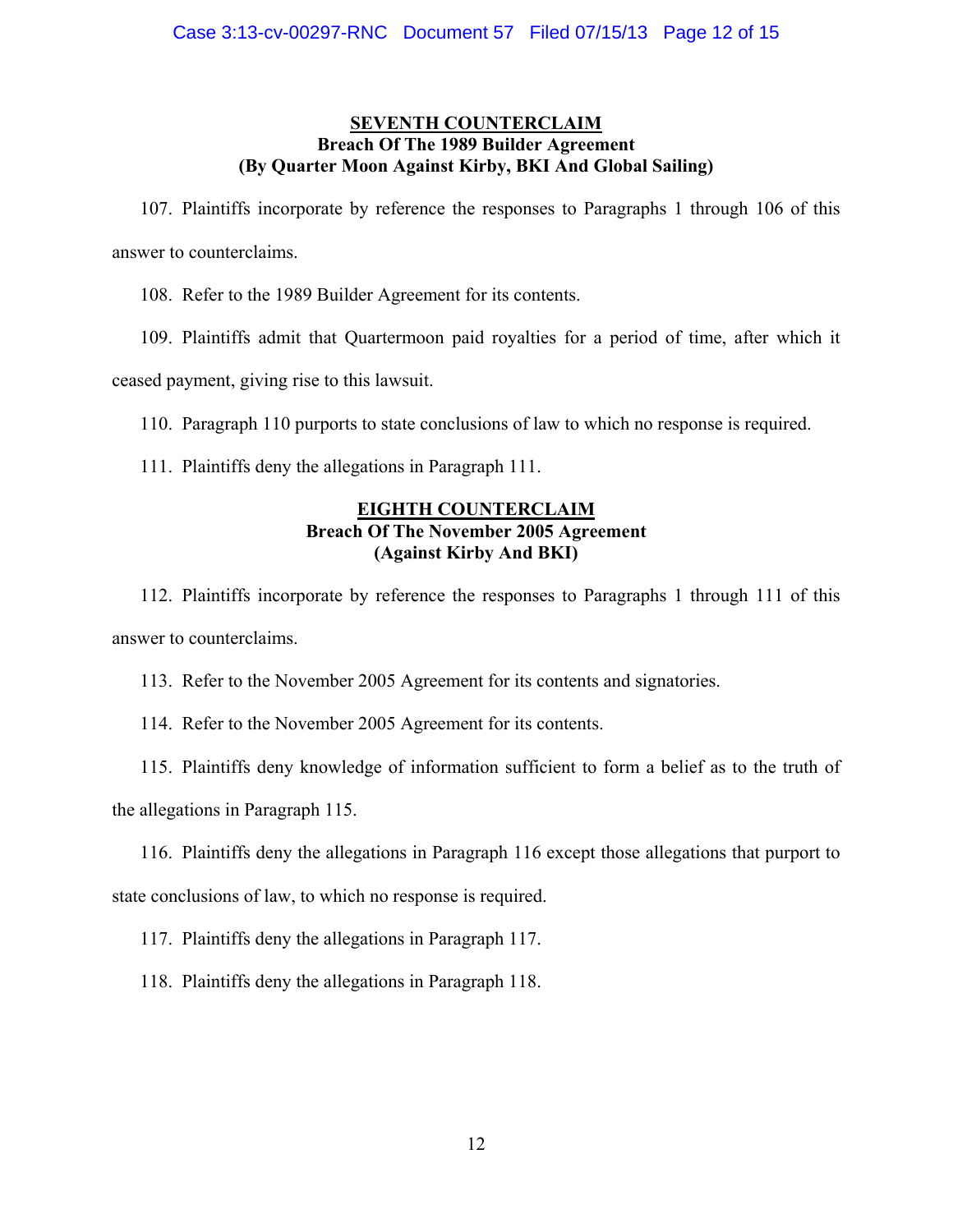**<u>SEVENTH COUNTERCLAIM</u>**
**Breach Of The 1989 Builder Agreement**
**(By Quarter Moon Against Kirby, BKI And Global Sailing)**

107. Plaintiffs incorporate by reference the responses to Paragraphs 1 through 106 of this answer to counterclaims.

108. Refer to the 1989 Builder Agreement for its contents.

109. Plaintiffs admit that Quartermoon paid royalties for a period of time, after which it ceased payment, giving rise to this lawsuit.

110. Paragraph 110 purports to state conclusions of law to which no response is required.

111. Plaintiffs deny the allegations in Paragraph 111.

**<u>EIGHTH COUNTERCLAIM</u>**
**Breach Of The November 2005 Agreement**
**(Against Kirby And BKI)**

112. Plaintiffs incorporate by reference the responses to Paragraphs 1 through 111 of this answer to counterclaims.

113. Refer to the November 2005 Agreement for its contents and signatories.

114. Refer to the November 2005 Agreement for its contents.

115. Plaintiffs deny knowledge of information sufficient to form a belief as to the truth of the allegations in Paragraph 115.

116. Plaintiffs deny the allegations in Paragraph 116 except those allegations that purport to state conclusions of law, to which no response is required.

117. Plaintiffs deny the allegations in Paragraph 117.

118. Plaintiffs deny the allegations in Paragraph 118.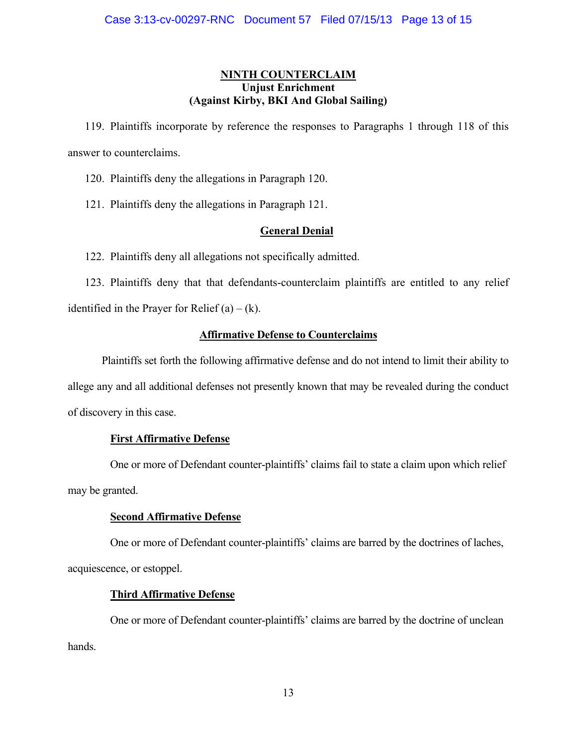**NINTH COUNTERCLAIM**
**Unjust Enrichment**
**(Against Kirby, BKI And Global Sailing)**

119. Plaintiffs incorporate by reference the responses to Paragraphs 1 through 118 of this answer to counterclaims.

120. Plaintiffs deny the allegations in Paragraph 120.

121. Plaintiffs deny the allegations in Paragraph 121.

**General Denial**

122. Plaintiffs deny all allegations not specifically admitted.

123. Plaintiffs deny that that defendants-counterclaim plaintiffs are entitled to any relief identified in the Prayer for Relief (a) – (k).

**Affirmative Defense to Counterclaims**

Plaintiffs set forth the following affirmative defense and do not intend to limit their ability to allege any and all additional defenses not presently known that may be revealed during the conduct of discovery in this case.

**First Affirmative Defense**

One or more of Defendant counter-plaintiffs' claims fail to state a claim upon which relief may be granted.

**Second Affirmative Defense**

One or more of Defendant counter-plaintiffs' claims are barred by the doctrines of laches, acquiescence, or estoppel.

**Third Affirmative Defense**

One or more of Defendant counter-plaintiffs' claims are barred by the doctrine of unclean hands.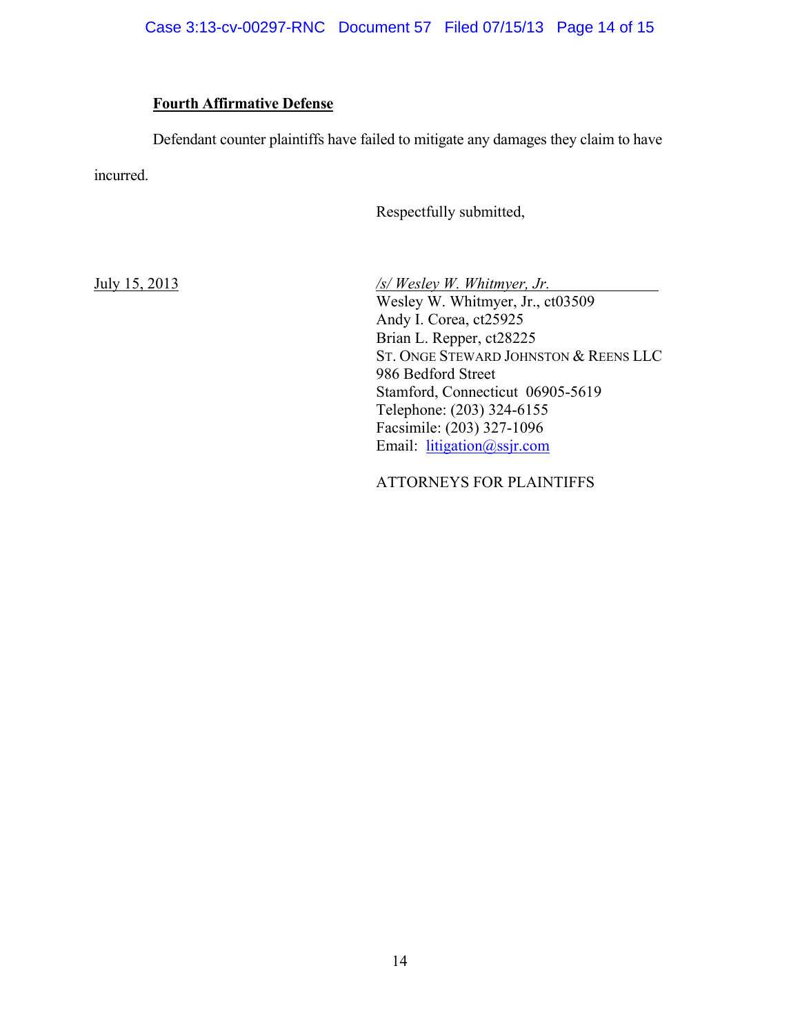**Fourth Affirmative Defense**

Defendant counter plaintiffs have failed to mitigate any damages they claim to have incurred.

Respectfully submitted,

July 15, 2013

*/s/ Wesley W. Whitmyer, Jr.*  
Wesley W. Whitmyer, Jr., ct03509  
Andy I. Corea, ct25925  
Brian L. Repper, ct28225  
ST. ONGE STEWARD JOHNSTON & REENS LLC  
986 Bedford Street  
Stamford, Connecticut 06905-5619  
Telephone: (203) 324-6155  
Facsimile: (203) 327-1096  
Email: litigation@ssjr.com

ATTORNEYS FOR PLAINTIFFS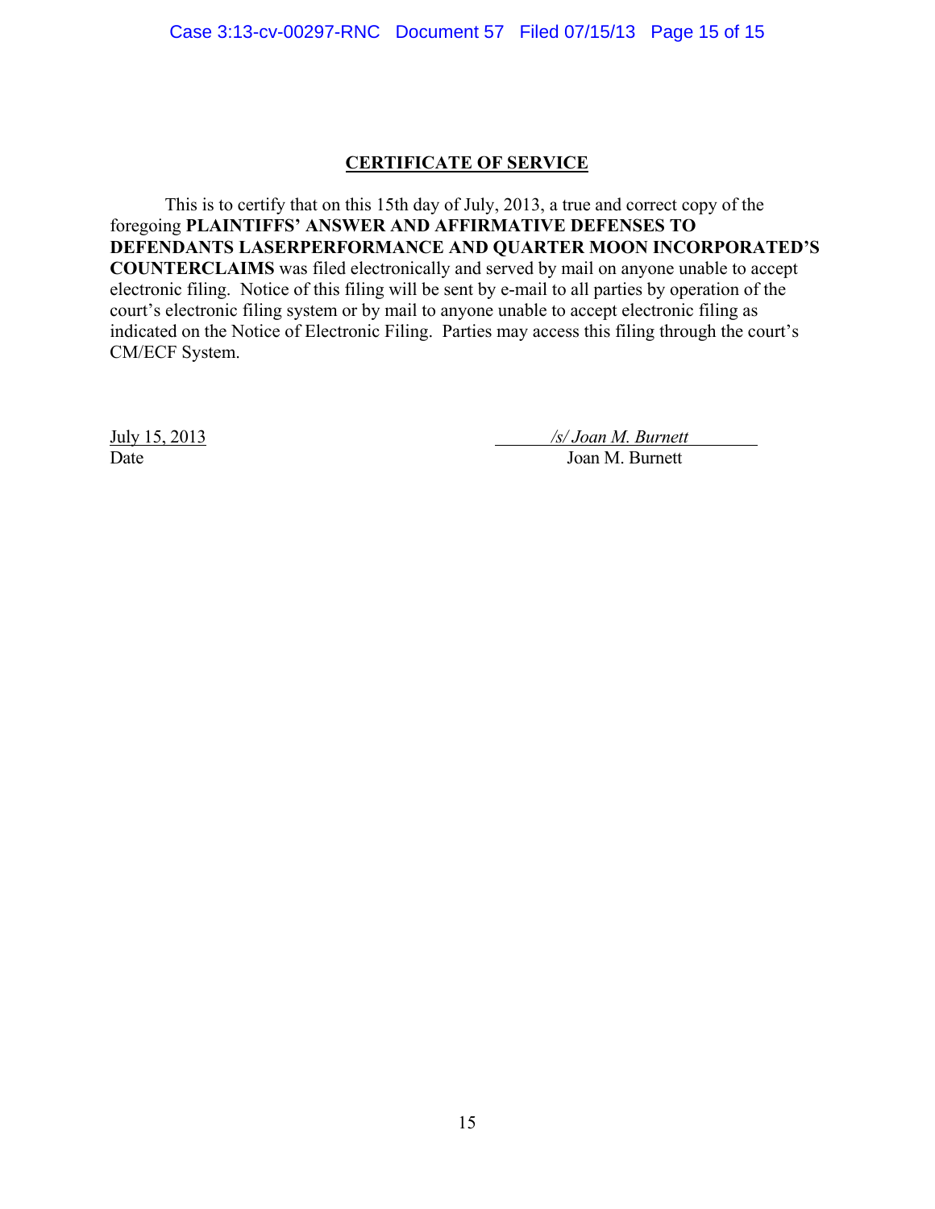**CERTIFICATE OF SERVICE**

This is to certify that on this 15th day of July, 2013, a true and correct copy of the foregoing **PLAINTIFFS' ANSWER AND AFFIRMATIVE DEFENSES TO DEFENDANTS LASERPERFORMANCE AND QUARTER MOON INCORPORATED'S COUNTERCLAIMS** was filed electronically and served by mail on anyone unable to accept electronic filing. Notice of this filing will be sent by e-mail to all parties by operation of the court's electronic filing system or by mail to anyone unable to accept electronic filing as indicated on the Notice of Electronic Filing. Parties may access this filing through the court's CM/ECF System.

July 15, 2013
Date

*/s/ Joan M. Burnett*
Joan M. Burnett